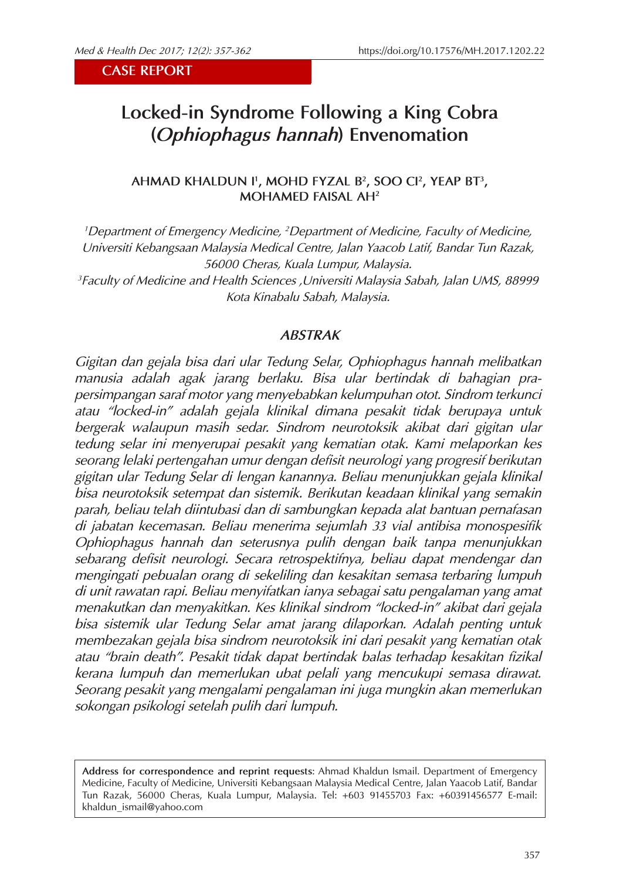CASE REPORT

# Locked-in Syndrome Following a King Cobra (*Ophiophagus hannah*) Envenomation

**AHMAD KHALDUN I[1], MOHD FYZAL B[2], SOO CI[2], YEAP BT[3], MOHAMED FAISAL AH[2]**

*[1]Department of Emergency Medicine, [2]Department of Medicine, Faculty of Medicine, Universiti Kebangsaan Malaysia Medical Centre, Jalan Yaacob Latif, Bandar Tun Razak, 56000 Cheras, Kuala Lumpur, Malaysia.*
*[3]Faculty of Medicine and Health Sciences ,Universiti Malaysia Sabah, Jalan UMS, 88999 Kota Kinabalu Sabah, Malaysia.*

## ABSTRAK

*Gigitan dan gejala bisa dari ular Tedung Selar, Ophiophagus hannah melibatkan manusia adalah agak jarang berlaku. Bisa ular bertindak di bahagian pra-persimpangan saraf motor yang menyebabkan kelumpuhan otot. Sindrom terkunci atau "locked-in" adalah gejala klinikal dimana pesakit tidak berupaya untuk bergerak walaupun masih sedar. Sindrom neurotoksik akibat dari gigitan ular tedung selar ini menyerupai pesakit yang kematian otak. Kami melaporkan kes seorang lelaki pertengahan umur dengan defisit neurologi yang progresif berikutan gigitan ular Tedung Selar di lengan kanannya. Beliau menunjukkan gejala klinikal bisa neurotoksik setempat dan sistemik. Berikutan keadaan klinikal yang semakin parah, beliau telah diintubasi dan di sambungkan kepada alat bantuan pernafasan di jabatan kecemasan. Beliau menerima sejumlah 33 vial antibisa monospesifik Ophiophagus hannah dan seterusnya pulih dengan baik tanpa menunjukkan sebarang defisit neurologi. Secara retrospektifnya, beliau dapat mendengar dan mengingati pebualan orang di sekeliling dan kesakitan semasa terbaring lumpuh di unit rawatan rapi. Beliau menyifatkan ianya sebagai satu pengalaman yang amat menakutkan dan menyakitkan. Kes klinikal sindrom "locked-in" akibat dari gejala bisa sistemik ular Tedung Selar amat jarang dilaporkan. Adalah penting untuk membezakan gejala bisa sindrom neurotoksik ini dari pesakit yang kematian otak atau "brain death". Pesakit tidak dapat bertindak balas terhadap kesakitan fizikal kerana lumpuh dan memerlukan ubat pelali yang mencukupi semasa dirawat. Seorang pesakit yang mengalami pengalaman ini juga mungkin akan memerlukan sokongan psikologi setelah pulih dari lumpuh.*

**Address for correspondence and reprint requests**: Ahmad Khaldun Ismail. Department of Emergency Medicine, Faculty of Medicine, Universiti Kebangsaan Malaysia Medical Centre, Jalan Yaacob Latif, Bandar Tun Razak, 56000 Cheras, Kuala Lumpur, Malaysia. Tel: +603 91455703 Fax: +60391456577 E-mail: khaldun_ismail@yahoo.com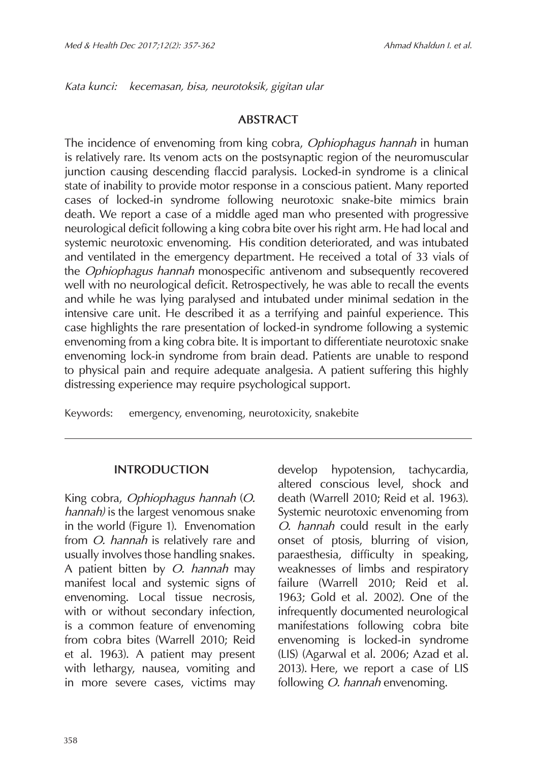*Kata kunci:* *kecemasan, bisa, neurotoksik, gigitan ular*

## ABSTRACT

The incidence of envenoming from king cobra, *Ophiophagus hannah* in human is relatively rare. Its venom acts on the postsynaptic region of the neuromuscular junction causing descending flaccid paralysis. Locked-in syndrome is a clinical state of inability to provide motor response in a conscious patient. Many reported cases of locked-in syndrome following neurotoxic snake-bite mimics brain death. We report a case of a middle aged man who presented with progressive neurological deficit following a king cobra bite over his right arm. He had local and systemic neurotoxic envenoming. His condition deteriorated, and was intubated and ventilated in the emergency department. He received a total of 33 vials of the *Ophiophagus hannah* monospecific antivenom and subsequently recovered well with no neurological deficit. Retrospectively, he was able to recall the events and while he was lying paralysed and intubated under minimal sedation in the intensive care unit. He described it as a terrifying and painful experience. This case highlights the rare presentation of locked-in syndrome following a systemic envenoming from a king cobra bite. It is important to differentiate neurotoxic snake envenoming lock-in syndrome from brain dead. Patients are unable to respond to physical pain and require adequate analgesia. A patient suffering this highly distressing experience may require psychological support.

Keywords: emergency, envenoming, neurotoxicity, snakebite

## INTRODUCTION

King cobra, *Ophiophagus hannah* (*O. hannah)* is the largest venomous snake in the world (Figure 1). Envenomation from *O. hannah* is relatively rare and usually involves those handling snakes. A patient bitten by *O. hannah* may manifest local and systemic signs of envenoming. Local tissue necrosis, with or without secondary infection, is a common feature of envenoming from cobra bites (Warrell 2010; Reid et al. 1963). A patient may present with lethargy, nausea, vomiting and in more severe cases, victims may develop hypotension, tachycardia, altered conscious level, shock and death (Warrell 2010; Reid et al. 1963). Systemic neurotoxic envenoming from *O. hannah* could result in the early onset of ptosis, blurring of vision, paraesthesia, difficulty in speaking, weaknesses of limbs and respiratory failure (Warrell 2010; Reid et al. 1963; Gold et al. 2002). One of the infrequently documented neurological manifestations following cobra bite envenoming is locked-in syndrome (LIS) (Agarwal et al. 2006; Azad et al. 2013). Here, we report a case of LIS following *O. hannah* envenoming.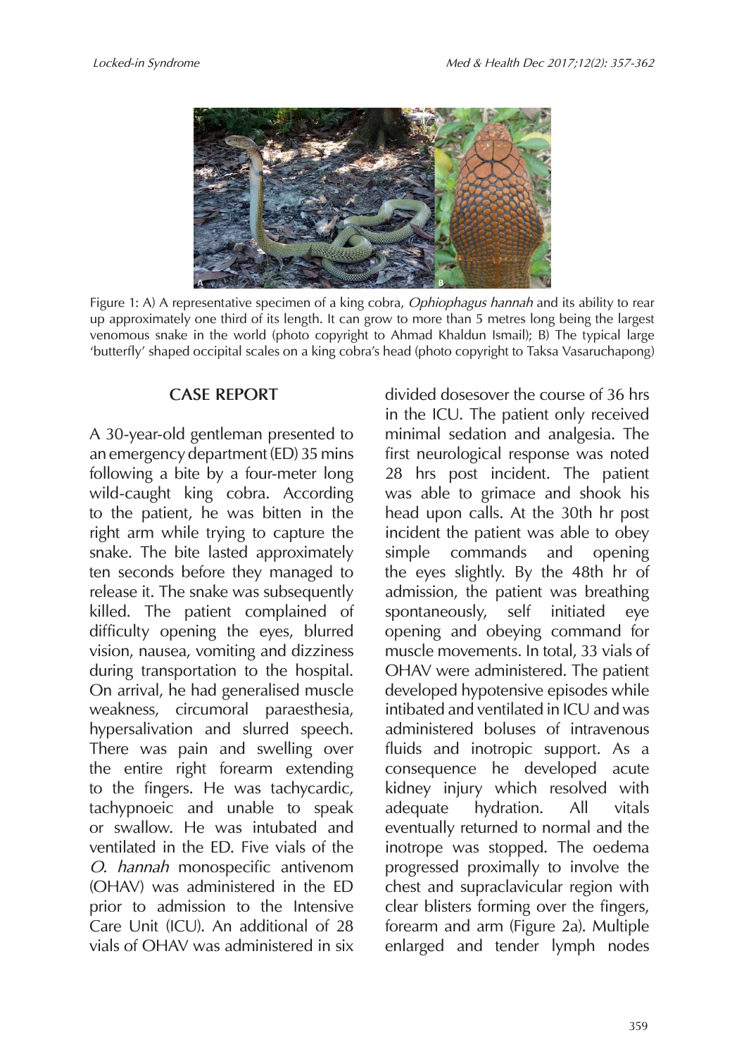Figure 1: A) A representative specimen of a king cobra, *Ophiophagus hannah* and its ability to rear up approximately one third of its length. It can grow to more than 5 metres long being the largest venomous snake in the world (photo copyright to Ahmad Khaldun Ismail); B) The typical large 'butterfly' shaped occipital scales on a king cobra's head (photo copyright to Taksa Vasaruchapong)

## CASE REPORT

A 30-year-old gentleman presented to an emergency department (ED) 35 mins following a bite by a four-meter long wild-caught king cobra. According to the patient, he was bitten in the right arm while trying to capture the snake. The bite lasted approximately ten seconds before they managed to release it. The snake was subsequently killed. The patient complained of difficulty opening the eyes, blurred vision, nausea, vomiting and dizziness during transportation to the hospital. On arrival, he had generalised muscle weakness, circumoral paraesthesia, hypersalivation and slurred speech. There was pain and swelling over the entire right forearm extending to the fingers. He was tachycardic, tachypnoeic and unable to speak or swallow. He was intubated and ventilated in the ED. Five vials of the *O. hannah* monospecific antivenom (OHAV) was administered in the ED prior to admission to the Intensive Care Unit (ICU). An additional of 28 vials of OHAV was administered in six divided dosesover the course of 36 hrs in the ICU. The patient only received minimal sedation and analgesia. The first neurological response was noted 28 hrs post incident. The patient was able to grimace and shook his head upon calls. At the 30th hr post incident the patient was able to obey simple commands and opening the eyes slightly. By the 48th hr of admission, the patient was breathing spontaneously, self initiated eye opening and obeying command for muscle movements. In total, 33 vials of OHAV were administered. The patient developed hypotensive episodes while intibated and ventilated in ICU and was administered boluses of intravenous fluids and inotropic support. As a consequence he developed acute kidney injury which resolved with adequate hydration. All vitals eventually returned to normal and the inotrope was stopped. The oedema progressed proximally to involve the chest and supraclavicular region with clear blisters forming over the fingers, forearm and arm (Figure 2a). Multiple enlarged and tender lymph nodes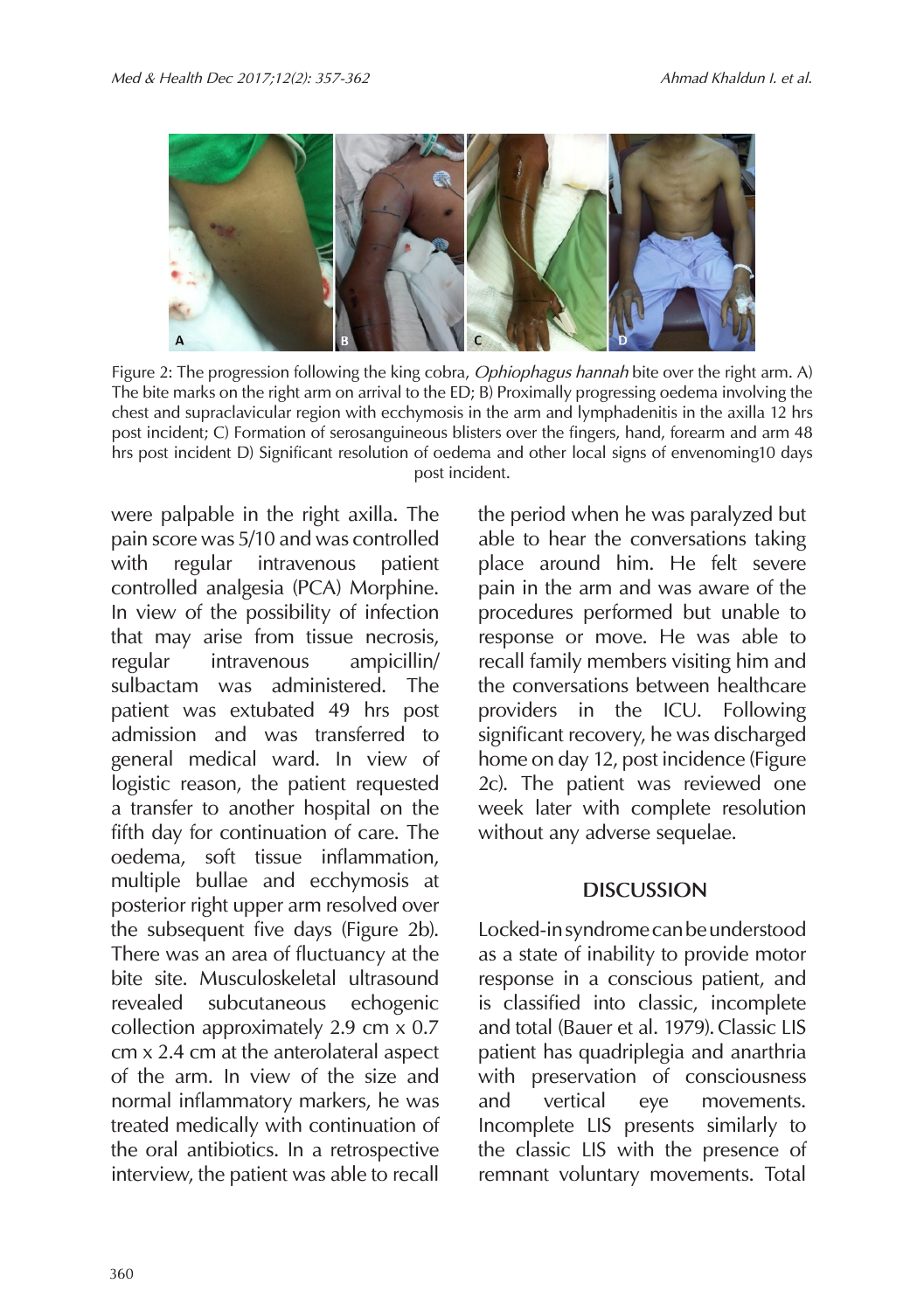Figure 2: The progression following the king cobra, *Ophiophagus hannah* bite over the right arm. A) The bite marks on the right arm on arrival to the ED; B) Proximally progressing oedema involving the chest and supraclavicular region with ecchymosis in the arm and lymphadenitis in the axilla 12 hrs post incident; C) Formation of serosanguineous blisters over the fingers, hand, forearm and arm 48 hrs post incident D) Significant resolution of oedema and other local signs of envenoming10 days post incident.

were palpable in the right axilla. The pain score was 5/10 and was controlled with regular intravenous patient controlled analgesia (PCA) Morphine. In view of the possibility of infection that may arise from tissue necrosis, regular intravenous ampicillin/sulbactam was administered. The patient was extubated 49 hrs post admission and was transferred to general medical ward. In view of logistic reason, the patient requested a transfer to another hospital on the fifth day for continuation of care. The oedema, soft tissue inflammation, multiple bullae and ecchymosis at posterior right upper arm resolved over the subsequent five days (Figure 2b). There was an area of fluctuancy at the bite site. Musculoskeletal ultrasound revealed subcutaneous echogenic collection approximately 2.9 cm x 0.7 cm x 2.4 cm at the anterolateral aspect of the arm. In view of the size and normal inflammatory markers, he was treated medically with continuation of the oral antibiotics. In a retrospective interview, the patient was able to recall the period when he was paralyzed but able to hear the conversations taking place around him. He felt severe pain in the arm and was aware of the procedures performed but unable to response or move. He was able to recall family members visiting him and the conversations between healthcare providers in the ICU. Following significant recovery, he was discharged home on day 12, post incidence (Figure 2c). The patient was reviewed one week later with complete resolution without any adverse sequelae.

## DISCUSSION

Locked-in syndrome can be understood as a state of inability to provide motor response in a conscious patient, and is classified into classic, incomplete and total (Bauer et al. 1979). Classic LIS patient has quadriplegia and anarthria with preservation of consciousness and vertical eye movements. Incomplete LIS presents similarly to the classic LIS with the presence of remnant voluntary movements. Total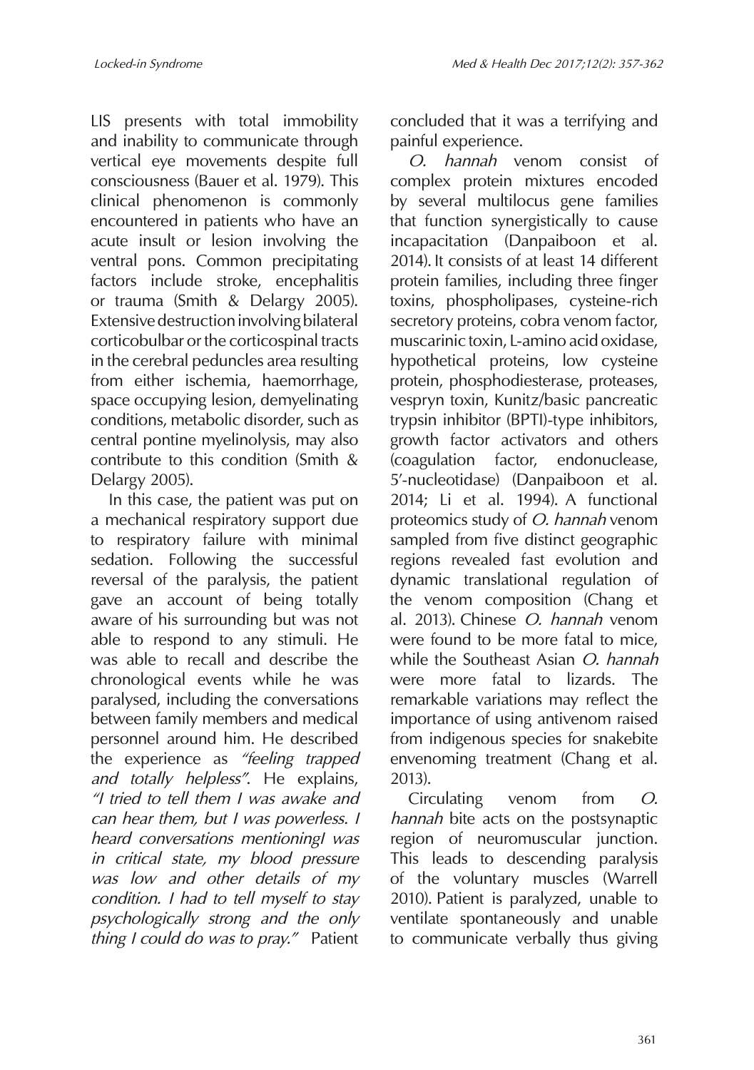LIS presents with total immobility and inability to communicate through vertical eye movements despite full consciousness (Bauer et al. 1979). This clinical phenomenon is commonly encountered in patients who have an acute insult or lesion involving the ventral pons. Common precipitating factors include stroke, encephalitis or trauma (Smith & Delargy 2005). Extensive destruction involving bilateral corticobulbar or the corticospinal tracts in the cerebral peduncles area resulting from either ischemia, haemorrhage, space occupying lesion, demyelinating conditions, metabolic disorder, such as central pontine myelinolysis, may also contribute to this condition (Smith & Delargy 2005).

In this case, the patient was put on a mechanical respiratory support due to respiratory failure with minimal sedation. Following the successful reversal of the paralysis, the patient gave an account of being totally aware of his surrounding but was not able to respond to any stimuli. He was able to recall and describe the chronological events while he was paralysed, including the conversations between family members and medical personnel around him. He described the experience as *"feeling trapped and totally helpless"*. He explains, *"I tried to tell them I was awake and can hear them, but I was powerless. I heard conversations mentioningI was in critical state, my blood pressure was low and other details of my condition. I had to tell myself to stay psychologically strong and the only thing I could do was to pray."* Patient concluded that it was a terrifying and painful experience.

*O. hannah* venom consist of complex protein mixtures encoded by several multilocus gene families that function synergistically to cause incapacitation (Danpaiboon et al. 2014). It consists of at least 14 different protein families, including three finger toxins, phospholipases, cysteine-rich secretory proteins, cobra venom factor, muscarinic toxin, L-amino acid oxidase, hypothetical proteins, low cysteine protein, phosphodiesterase, proteases, vespryn toxin, Kunitz/basic pancreatic trypsin inhibitor (BPTI)-type inhibitors, growth factor activators and others (coagulation factor, endonuclease, 5′-nucleotidase) (Danpaiboon et al. 2014; Li et al. 1994). A functional proteomics study of *O. hannah* venom sampled from five distinct geographic regions revealed fast evolution and dynamic translational regulation of the venom composition (Chang et al. 2013). Chinese *O. hannah* venom were found to be more fatal to mice, while the Southeast Asian *O. hannah* were more fatal to lizards. The remarkable variations may reflect the importance of using antivenom raised from indigenous species for snakebite envenoming treatment (Chang et al. 2013).

Circulating venom from *O. hannah* bite acts on the postsynaptic region of neuromuscular junction. This leads to descending paralysis of the voluntary muscles (Warrell 2010). Patient is paralyzed, unable to ventilate spontaneously and unable to communicate verbally thus giving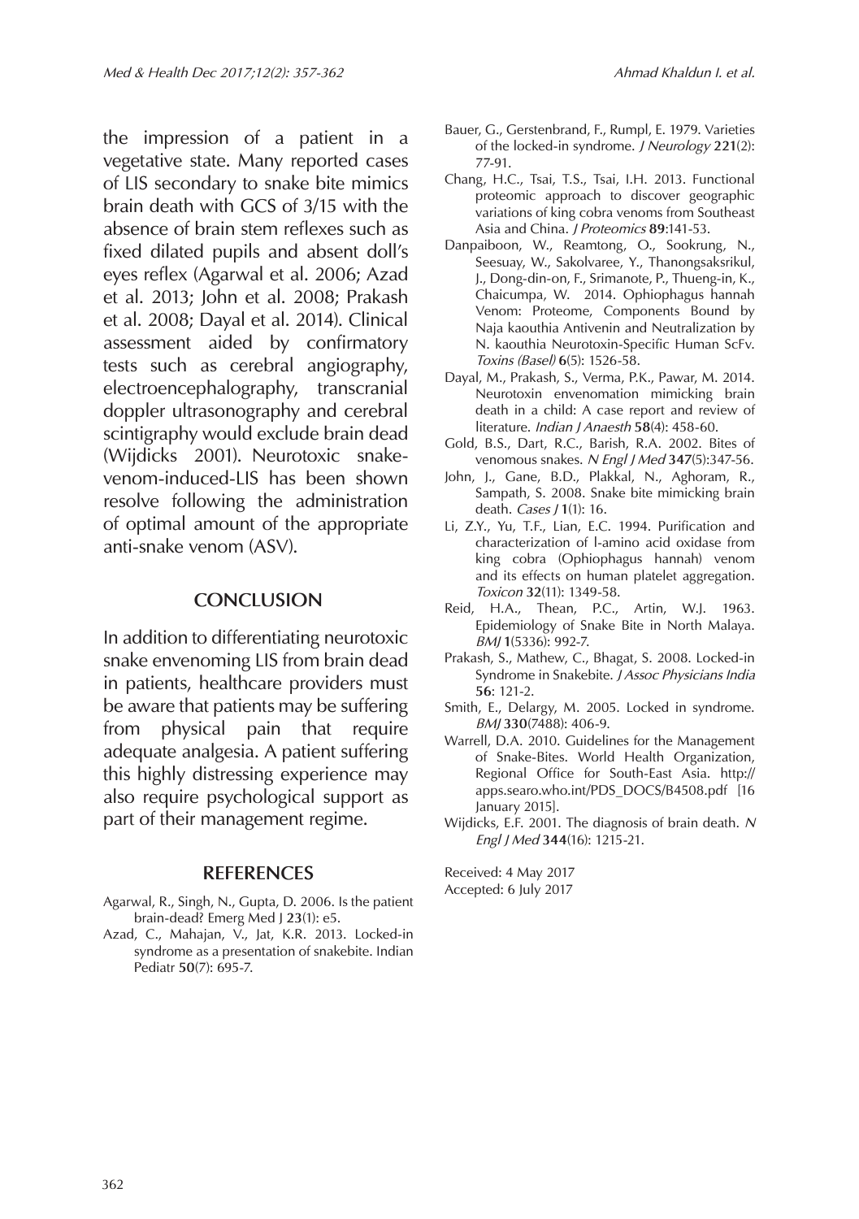the impression of a patient in a vegetative state. Many reported cases of LIS secondary to snake bite mimics brain death with GCS of 3/15 with the absence of brain stem reflexes such as fixed dilated pupils and absent doll's eyes reflex (Agarwal et al. 2006; Azad et al. 2013; John et al. 2008; Prakash et al. 2008; Dayal et al. 2014). Clinical assessment aided by confirmatory tests such as cerebral angiography, electroencephalography, transcranial doppler ultrasonography and cerebral scintigraphy would exclude brain dead (Wijdicks 2001). Neurotoxic snake-venom-induced-LIS has been shown resolve following the administration of optimal amount of the appropriate anti-snake venom (ASV).

## CONCLUSION

In addition to differentiating neurotoxic snake envenoming LIS from brain dead in patients, healthcare providers must be aware that patients may be suffering from physical pain that require adequate analgesia. A patient suffering this highly distressing experience may also require psychological support as part of their management regime.

## REFERENCES

Agarwal, R., Singh, N., Gupta, D. 2006. Is the patient brain-dead? Emerg Med J **23**(1): e5.

Azad, C., Mahajan, V., Jat, K.R. 2013. Locked-in syndrome as a presentation of snakebite. Indian Pediatr **50**(7): 695-7.

Bauer, G., Gerstenbrand, F., Rumpl, E. 1979. Varieties of the locked-in syndrome. *J Neurology* **221**(2): 77-91.

Chang, H.C., Tsai, T.S., Tsai, I.H. 2013. Functional proteomic approach to discover geographic variations of king cobra venoms from Southeast Asia and China. *J Proteomics* **89**:141-53.

Danpaiboon, W., Reamtong, O., Sookrung, N., Seesuay, W., Sakolvaree, Y., Thanongsaksrikul, J., Dong-din-on, F., Srimanote, P., Thueng-in, K., Chaicumpa, W. 2014. Ophiophagus hannah Venom: Proteome, Components Bound by Naja kaouthia Antivenin and Neutralization by N. kaouthia Neurotoxin-Specific Human ScFv. *Toxins (Basel)* **6**(5): 1526-58.

Dayal, M., Prakash, S., Verma, P.K., Pawar, M. 2014. Neurotoxin envenomation mimicking brain death in a child: A case report and review of literature. *Indian J Anaesth* **58**(4): 458-60.

Gold, B.S., Dart, R.C., Barish, R.A. 2002. Bites of venomous snakes. *N Engl J Med* **347**(5):347-56.

John, J., Gane, B.D., Plakkal, N., Aghoram, R., Sampath, S. 2008. Snake bite mimicking brain death. *Cases J* **1**(1): 16.

Li, Z.Y., Yu, T.F., Lian, E.C. 1994. Purification and characterization of l-amino acid oxidase from king cobra (Ophiophagus hannah) venom and its effects on human platelet aggregation. *Toxicon* **32**(11): 1349-58.

Reid, H.A., Thean, P.C., Artin, W.J. 1963. Epidemiology of Snake Bite in North Malaya. *BMJ* **1**(5336): 992-7.

Prakash, S., Mathew, C., Bhagat, S. 2008. Locked-in Syndrome in Snakebite. *J Assoc Physicians India* **56**: 121-2.

Smith, E., Delargy, M. 2005. Locked in syndrome. *BMJ* **330**(7488): 406-9.

Warrell, D.A. 2010. Guidelines for the Management of Snake-Bites. World Health Organization, Regional Office for South-East Asia. http://apps.searo.who.int/PDS_DOCS/B4508.pdf [16 January 2015].

Wijdicks, E.F. 2001. The diagnosis of brain death. *N Engl J Med* **344**(16): 1215-21.

Received: 4 May 2017
Accepted: 6 July 2017